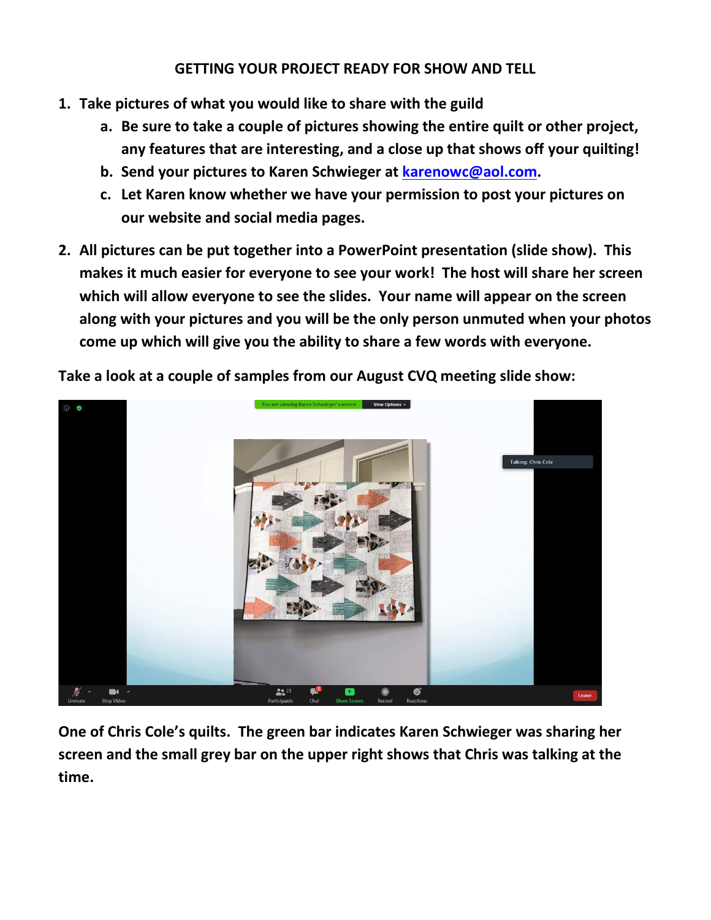# GETTING YOUR PROJECT READY FOR SHOW AND TELL

1. **Take pictures of what you would like to share with the guild**
   a. **Be sure to take a couple of pictures showing the entire quilt or other project, any features that are interesting, and a close up that shows off your quilting!**
   b. **Send your pictures to Karen Schwieger at [karenowc@aol.com](mailto:karenowc@aol.com).**
   c. **Let Karen know whether we have your permission to post your pictures on our website and social media pages.**

2. **All pictures can be put together into a PowerPoint presentation (slide show). This makes it much easier for everyone to see your work! The host will share her screen which will allow everyone to see the slides. Your name will appear on the screen along with your pictures and you will be the only person unmuted when your photos come up which will give you the ability to share a few words with everyone.**

**Take a look at a couple of samples from our August CVQ meeting slide show:**

**One of Chris Cole's quilts. The green bar indicates Karen Schwieger was sharing her screen and the small grey bar on the upper right shows that Chris was talking at the time.**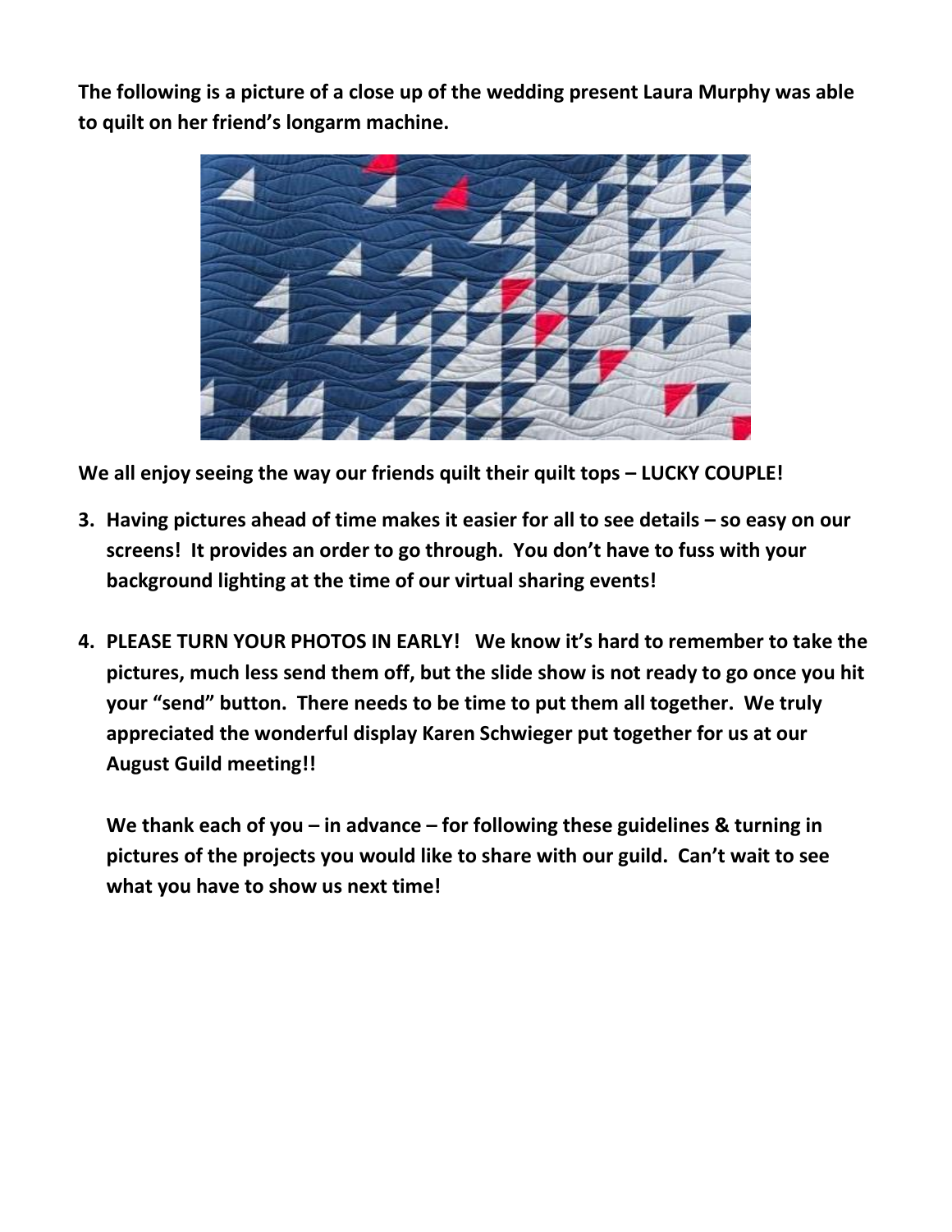**The following is a picture of a close up of the wedding present Laura Murphy was able to quilt on her friend's longarm machine.**

**We all enjoy seeing the way our friends quilt their quilt tops – LUCKY COUPLE!**

3. **Having pictures ahead of time makes it easier for all to see details – so easy on our screens! It provides an order to go through. You don't have to fuss with your background lighting at the time of our virtual sharing events!**

4. **PLEASE TURN YOUR PHOTOS IN EARLY! We know it's hard to remember to take the pictures, much less send them off, but the slide show is not ready to go once you hit your "send" button. There needs to be time to put them all together. We truly appreciated the wonderful display Karen Schwieger put together for us at our August Guild meeting!!**

   **We thank each of you – in advance – for following these guidelines & turning in pictures of the projects you would like to share with our guild. Can't wait to see what you have to show us next time!**